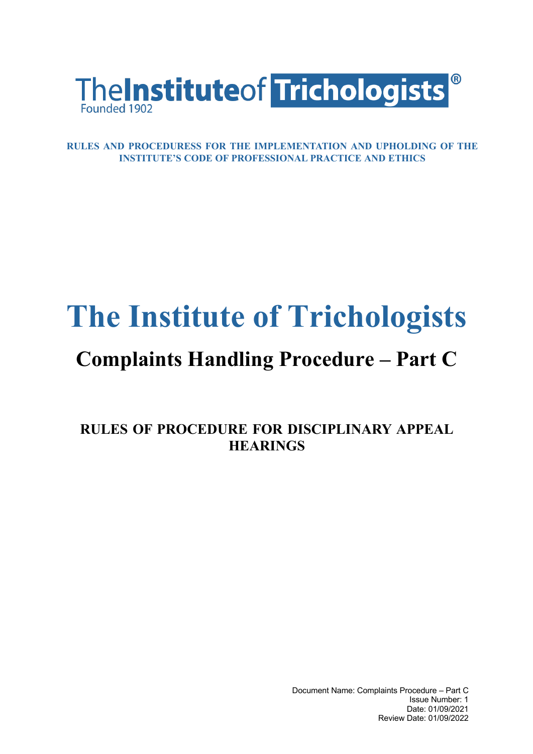TheInstituteof Trichologists®
Founded 1902

**RULES AND PROCEDURESS FOR THE IMPLEMENTATION AND UPHOLDING OF THE INSTITUTE'S CODE OF PROFESSIONAL PRACTICE AND ETHICS**

# The Institute of Trichologists

## Complaints Handling Procedure – Part C

### RULES OF PROCEDURE FOR DISCIPLINARY APPEAL HEARINGS

Document Name: Complaints Procedure – Part C
Issue Number: 1
Date: 01/09/2021
Review Date: 01/09/2022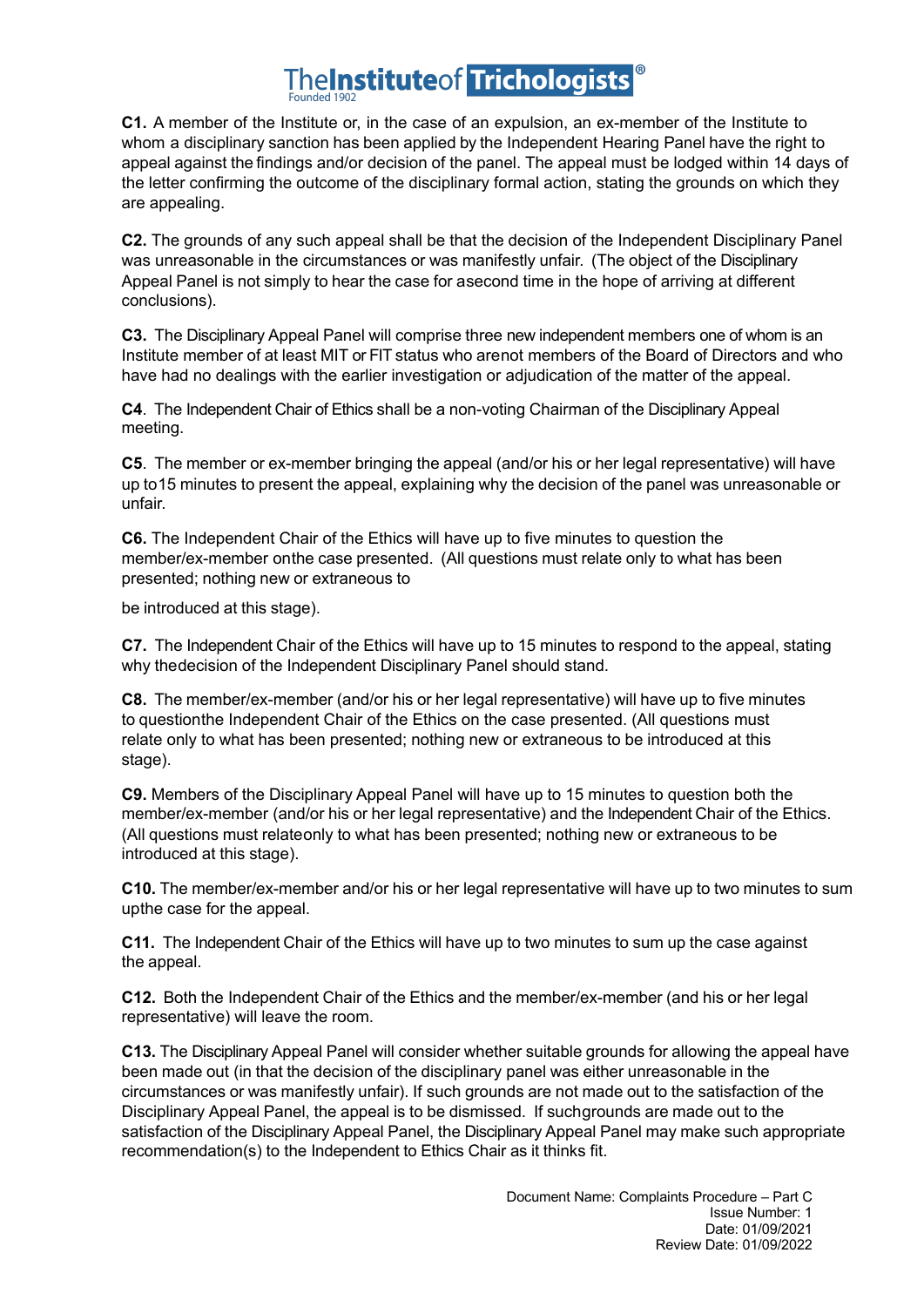**C1.** A member of the Institute or, in the case of an expulsion, an ex-member of the Institute to whom a disciplinary sanction has been applied by the Independent Hearing Panel have the right to appeal against the findings and/or decision of the panel. The appeal must be lodged within 14 days of the letter confirming the outcome of the disciplinary formal action, stating the grounds on which they are appealing.

**C2.** The grounds of any such appeal shall be that the decision of the Independent Disciplinary Panel was unreasonable in the circumstances or was manifestly unfair. (The object of the Disciplinary Appeal Panel is not simply to hear the case for asecond time in the hope of arriving at different conclusions).

**C3.** The Disciplinary Appeal Panel will comprise three new independent members one of whom is an Institute member of at least MIT or FIT status who arenot members of the Board of Directors and who have had no dealings with the earlier investigation or adjudication of the matter of the appeal.

**C4**. The Independent Chair of Ethics shall be a non-voting Chairman of the Disciplinary Appeal meeting.

**C5**. The member or ex-member bringing the appeal (and/or his or her legal representative) will have up to15 minutes to present the appeal, explaining why the decision of the panel was unreasonable or unfair.

**C6.** The Independent Chair of the Ethics will have up to five minutes to question the member/ex-member onthe case presented. (All questions must relate only to what has been presented; nothing new or extraneous to be introduced at this stage).

**C7.** The Independent Chair of the Ethics will have up to 15 minutes to respond to the appeal, stating why thedecision of the Independent Disciplinary Panel should stand.

**C8.** The member/ex-member (and/or his or her legal representative) will have up to five minutes to questionthe Independent Chair of the Ethics on the case presented. (All questions must relate only to what has been presented; nothing new or extraneous to be introduced at this stage).

**C9.** Members of the Disciplinary Appeal Panel will have up to 15 minutes to question both the member/ex-member (and/or his or her legal representative) and the Independent Chair of the Ethics. (All questions must relateonly to what has been presented; nothing new or extraneous to be introduced at this stage).

**C10.** The member/ex-member and/or his or her legal representative will have up to two minutes to sum upthe case for the appeal.

**C11.** The Independent Chair of the Ethics will have up to two minutes to sum up the case against the appeal.

**C12.** Both the Independent Chair of the Ethics and the member/ex-member (and his or her legal representative) will leave the room.

**C13.** The Disciplinary Appeal Panel will consider whether suitable grounds for allowing the appeal have been made out (in that the decision of the disciplinary panel was either unreasonable in the circumstances or was manifestly unfair). If such grounds are not made out to the satisfaction of the Disciplinary Appeal Panel, the appeal is to be dismissed. If suchgrounds are made out to the satisfaction of the Disciplinary Appeal Panel, the Disciplinary Appeal Panel may make such appropriate recommendation(s) to the Independent to Ethics Chair as it thinks fit.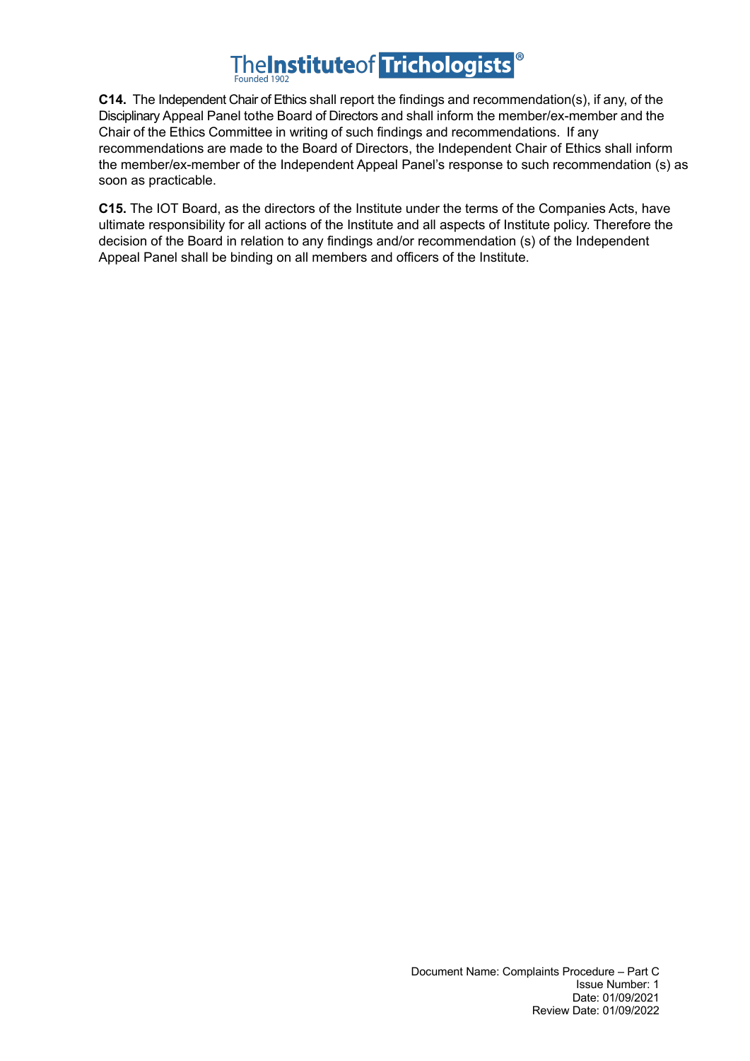**C14.** The Independent Chair of Ethics shall report the findings and recommendation(s), if any, of the Disciplinary Appeal Panel tothe Board of Directors and shall inform the member/ex-member and the Chair of the Ethics Committee in writing of such findings and recommendations. If any recommendations are made to the Board of Directors, the Independent Chair of Ethics shall inform the member/ex-member of the Independent Appeal Panel's response to such recommendation (s) as soon as practicable.

**C15.** The IOT Board, as the directors of the Institute under the terms of the Companies Acts, have ultimate responsibility for all actions of the Institute and all aspects of Institute policy. Therefore the decision of the Board in relation to any findings and/or recommendation (s) of the Independent Appeal Panel shall be binding on all members and officers of the Institute.